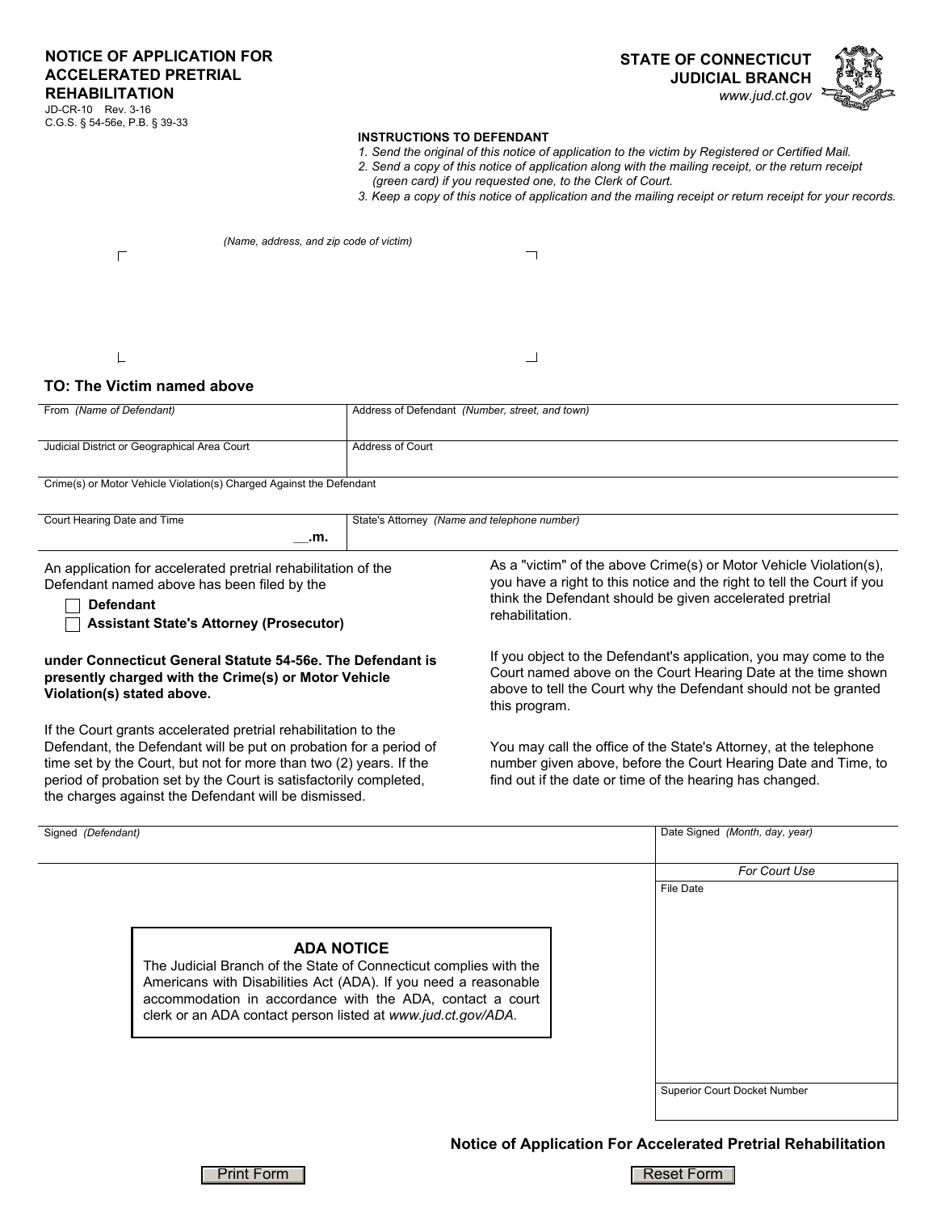# NOTICE OF APPLICATION FOR ACCELERATED PRETRIAL REHABILITATION

JD-CR-10 Rev. 3-16
C.G.S. § 54-56e, P.B. § 39-33

**STATE OF CONNECTICUT**
**JUDICIAL BRANCH**
*www.jud.ct.gov*

**INSTRUCTIONS TO DEFENDANT**

1. *Send the original of this notice of application to the victim by Registered or Certified Mail.*
2. *Send a copy of this notice of application along with the mailing receipt, or the return receipt (green card) if you requested one, to the Clerk of Court.*
3. *Keep a copy of this notice of application and the mailing receipt or return receipt for your records.*

*(Name, address, and zip code of victim)*

## TO: The Victim named above

| From *(Name of Defendant)* | Address of Defendant *(Number, street, and town)* |
|---|---|
| | |
| Judicial District or Geographical Area Court | Address of Court |
| | |
| Crime(s) or Motor Vehicle Violation(s) Charged Against the Defendant | |
| | |
| Court Hearing Date and Time __.m. | State's Attorney *(Name and telephone number)* |

An application for accelerated pretrial rehabilitation of the Defendant named above has been filed by the

- ☐ **Defendant**
- ☐ **Assistant State's Attorney (Prosecutor)**

**under Connecticut General Statute 54-56e. The Defendant is presently charged with the Crime(s) or Motor Vehicle Violation(s) stated above.**

If the Court grants accelerated pretrial rehabilitation to the Defendant, the Defendant will be put on probation for a period of time set by the Court, but not for more than two (2) years. If the period of probation set by the Court is satisfactorily completed, the charges against the Defendant will be dismissed.

As a "victim" of the above Crime(s) or Motor Vehicle Violation(s), you have a right to this notice and the right to tell the Court if you think the Defendant should be given accelerated pretrial rehabilitation.

If you object to the Defendant's application, you may come to the Court named above on the Court Hearing Date at the time shown above to tell the Court why the Defendant should not be granted this program.

You may call the office of the State's Attorney, at the telephone number given above, before the Court Hearing Date and Time, to find out if the date or time of the hearing has changed.

| Signed *(Defendant)* | Date Signed *(Month, day, year)* |
|---|---|
| | |

**ADA NOTICE**

The Judicial Branch of the State of Connecticut complies with the Americans with Disabilities Act (ADA). If you need a reasonable accommodation in accordance with the ADA, contact a court clerk or an ADA contact person listed at *www.jud.ct.gov/ADA.*

*For Court Use*

File Date

Superior Court Docket Number

**Notice of Application For Accelerated Pretrial Rehabilitation**

Print Form | Reset Form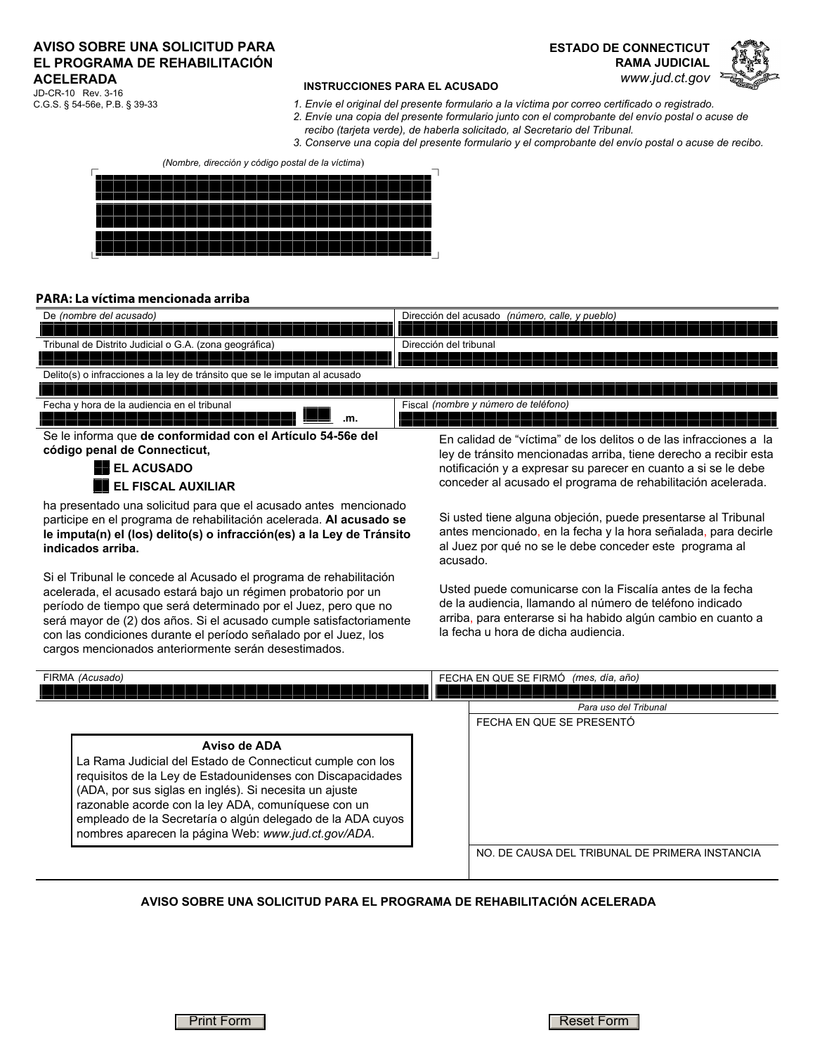**AVISO SOBRE UNA SOLICITUD PARA EL PROGRAMA DE REHABILITACIÓN ACELERADA**

JD-CR-10 Rev. 3-16
C.G.S. § 54-56e, P.B. § 39-33

**ESTADO DE CONNECTICUT**
**RAMA JUDICIAL**
*www.jud.ct.gov*

**INSTRUCCIONES PARA EL ACUSADO**

*1. Envíe el original del presente formulario a la víctima por correo certificado o registrado.*
*2. Envíe una copia del presente formulario junto con el comprobante del envío postal o acuse de recibo (tarjeta verde), de haberla solicitado, al Secretario del Tribunal.*
*3. Conserve una copia del presente formulario y el comprobante del envío postal o acuse de recibo.*

*(Nombre, dirección y código postal de la víctima)*

**PARA: La víctima mencionada arriba**

| | |
|---|---|
| De *(nombre del acusado)* | Dirección del acusado *(número, calle, y pueblo)* |
| Tribunal de Distrito Judicial o G.A. (zona geográfica) | Dirección del tribunal |
| Delito(s) o infracciones a la ley de tránsito que se le imputan al acusado | |
| Fecha y hora de la audiencia en el tribunal .m. | Fiscal *(nombre y número de teléfono)* |

Se le informa que **de conformidad con el Artículo 54-56e del código penal de Connecticut,**

- **EL ACUSADO**
- **EL FISCAL AUXILIAR**

ha presentado una solicitud para que el acusado antes mencionado participe en el programa de rehabilitación acelerada. **Al acusado se le imputa(n) el (los) delito(s) o infracción(es) a la Ley de Tránsito indicados arriba.**

Si el Tribunal le concede al Acusado el programa de rehabilitación acelerada, el acusado estará bajo un régimen probatorio por un período de tiempo que será determinado por el Juez, pero que no será mayor de (2) dos años. Si el acusado cumple satisfactoriamente con las condiciones durante el período señalado por el Juez, los cargos mencionados anteriormente serán desestimados.

En calidad de "víctima" de los delitos o de las infracciones a la ley de tránsito mencionadas arriba, tiene derecho a recibir esta notificación y a expresar su parecer en cuanto a si se le debe conceder al acusado el programa de rehabilitación acelerada.

Si usted tiene alguna objeción, puede presentarse al Tribunal antes mencionado, en la fecha y la hora señalada, para decirle al Juez por qué no se le debe conceder este programa al acusado.

Usted puede comunicarse con la Fiscalía antes de la fecha de la audiencia, llamando al número de teléfono indicado arriba, para enterarse si ha habido algún cambio en cuanto a la fecha u hora de dicha audiencia.

| | |
|---|---|
| FIRMA *(Acusado)* | FECHA EN QUE SE FIRMÓ *(mes, día, año)* |

**Aviso de ADA**

La Rama Judicial del Estado de Connecticut cumple con los requisitos de la Ley de Estadounidenses con Discapacidades (ADA, por sus siglas en inglés). Si necesita un ajuste razonable acorde con la ley ADA, comuníquese con un empleado de la Secretaría o algún delegado de la ADA cuyos nombres aparecen la página Web: *www.jud.ct.gov/ADA.*

*Para uso del Tribunal*

FECHA EN QUE SE PRESENTÓ

NO. DE CAUSA DEL TRIBUNAL DE PRIMERA INSTANCIA

**AVISO SOBRE UNA SOLICITUD PARA EL PROGRAMA DE REHABILITACIÓN ACELERADA**

Print Form Reset Form